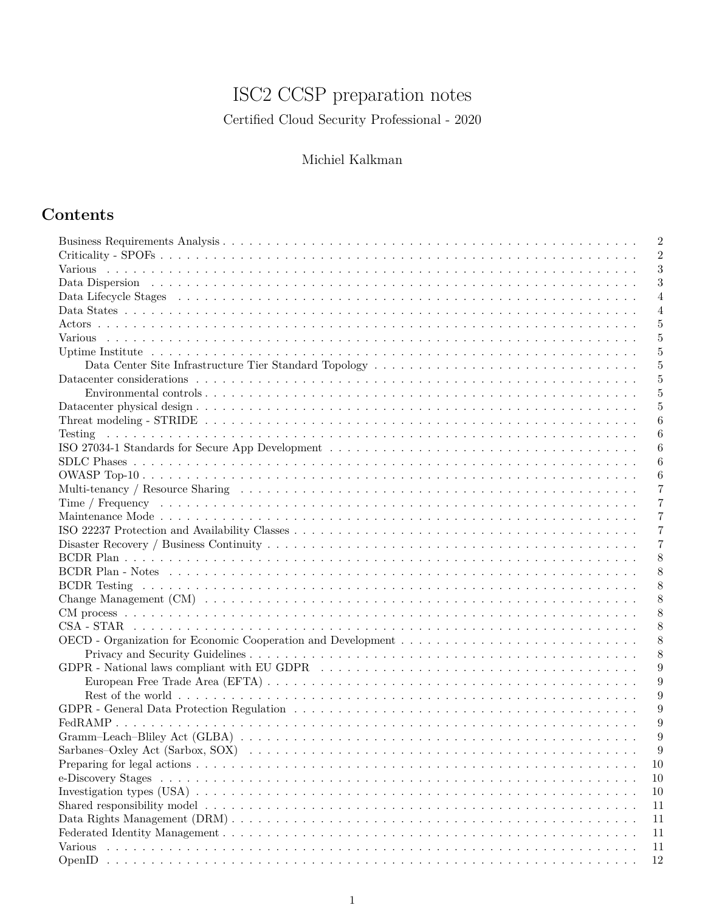# ISC2 CCSP preparation notes

Certified Cloud Security Professional - 2020

Michiel Kalkman

## Contents

- Business Requirements Analysis . . . 2
- Criticality - SPOFs . . . 2
- Various . . . 3
- Data Dispersion . . . 3
- Data Lifecycle Stages . . . 4
- Data States . . . 4
- Actors . . . 5
- Various . . . 5
- Uptime Institute . . . 5
  - Data Center Site Infrastructure Tier Standard Topology . . . 5
- Datacenter considerations . . . 5
  - Environmental controls . . . 5
- Datacenter physical design . . . 5
- Threat modeling - STRIDE . . . 6
- Testing . . . 6
- ISO 27034-1 Standards for Secure App Development . . . 6
- SDLC Phases . . . 6
- OWASP Top-10 . . . 6
- Multi-tenancy / Resource Sharing . . . 7
- Time / Frequency . . . 7
- Maintenance Mode . . . 7
- ISO 22237 Protection and Availability Classes . . . 7
- Disaster Recovery / Business Continuity . . . 7
- BCDR Plan . . . 8
- BCDR Plan - Notes . . . 8
- BCDR Testing . . . 8
- Change Management (CM) . . . 8
- CM process . . . 8
- CSA - STAR . . . 8
- OECD - Organization for Economic Cooperation and Development . . . 8
  - Privacy and Security Guidelines . . . 8
- GDPR - National laws compliant with EU GDPR . . . 9
  - European Free Trade Area (EFTA) . . . 9
  - Rest of the world . . . 9
- GDPR - General Data Protection Regulation . . . 9
- FedRAMP . . . 9
- Gramm–Leach–Bliley Act (GLBA) . . . 9
- Sarbanes–Oxley Act (Sarbox, SOX) . . . 9
- Preparing for legal actions . . . 10
- e-Discovery Stages . . . 10
- Investigation types (USA) . . . 10
- Shared responsibility model . . . 11
- Data Rights Management (DRM) . . . 11
- Federated Identity Management . . . 11
- Various . . . 11
- OpenID . . . 12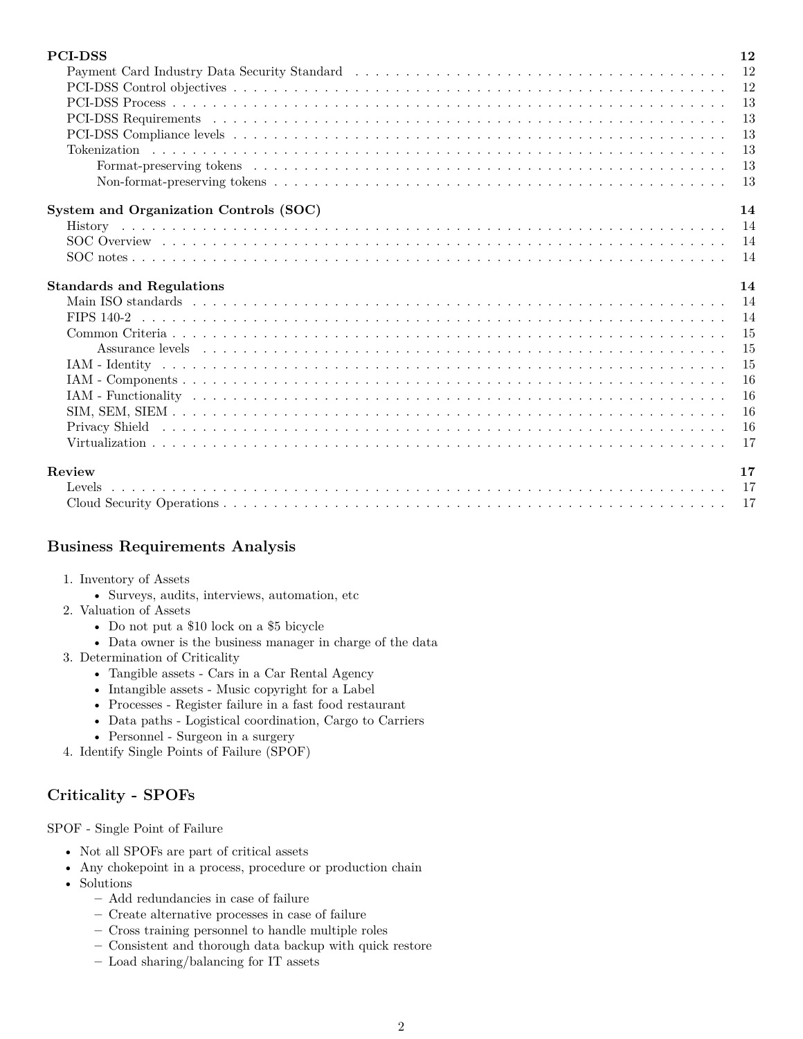**PCI-DSS** 12
- Payment Card Industry Data Security Standard 12
- PCI-DSS Control objectives 12
- PCI-DSS Process 13
- PCI-DSS Requirements 13
- PCI-DSS Compliance levels 13
- Tokenization 13
  - Format-preserving tokens 13
  - Non-format-preserving tokens 13

**System and Organization Controls (SOC)** 14
- History 14
- SOC Overview 14
- SOC notes 14

**Standards and Regulations** 14
- Main ISO standards 14
- FIPS 140-2 14
- Common Criteria 15
  - Assurance levels 15
- IAM - Identity 15
- IAM - Components 16
- IAM - Functionality 16
- SIM, SEM, SIEM 16
- Privacy Shield 16
- Virtualization 17

**Review** 17
- Levels 17
- Cloud Security Operations 17

## Business Requirements Analysis

1. Inventory of Assets
   - Surveys, audits, interviews, automation, etc
2. Valuation of Assets
   - Do not put a $10 lock on a $5 bicycle
   - Data owner is the business manager in charge of the data
3. Determination of Criticality
   - Tangible assets - Cars in a Car Rental Agency
   - Intangible assets - Music copyright for a Label
   - Processes - Register failure in a fast food restaurant
   - Data paths - Logistical coordination, Cargo to Carriers
   - Personnel - Surgeon in a surgery
4. Identify Single Points of Failure (SPOF)

## Criticality - SPOFs

SPOF - Single Point of Failure

- Not all SPOFs are part of critical assets
- Any chokepoint in a process, procedure or production chain
- Solutions
  - Add redundancies in case of failure
  - Create alternative processes in case of failure
  - Cross training personnel to handle multiple roles
  - Consistent and thorough data backup with quick restore
  - Load sharing/balancing for IT assets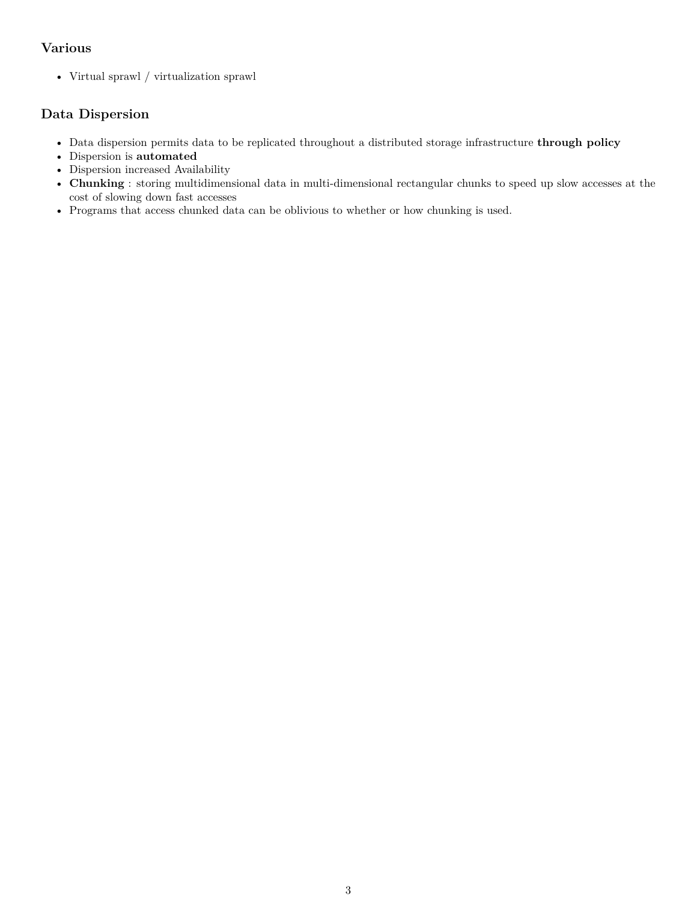### Various

- Virtual sprawl / virtualization sprawl

### Data Dispersion

- Data dispersion permits data to be replicated throughout a distributed storage infrastructure **through policy**
- Dispersion is **automated**
- Dispersion increased Availability
- **Chunking** : storing multidimensional data in multi-dimensional rectangular chunks to speed up slow accesses at the cost of slowing down fast accesses
- Programs that access chunked data can be oblivious to whether or how chunking is used.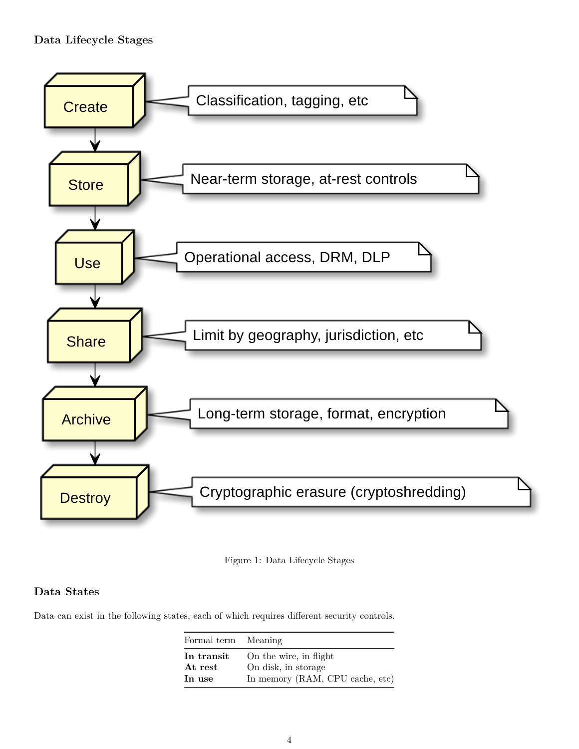#### Data Lifecycle Stages

Figure 1: Data Lifecycle Stages

#### Data States

Data can exist in the following states, each of which requires different security controls.

| Formal term | Meaning |
|---|---|
| **In transit** | On the wire, in flight |
| **At rest** | On disk, in storage |
| **In use** | In memory (RAM, CPU cache, etc) |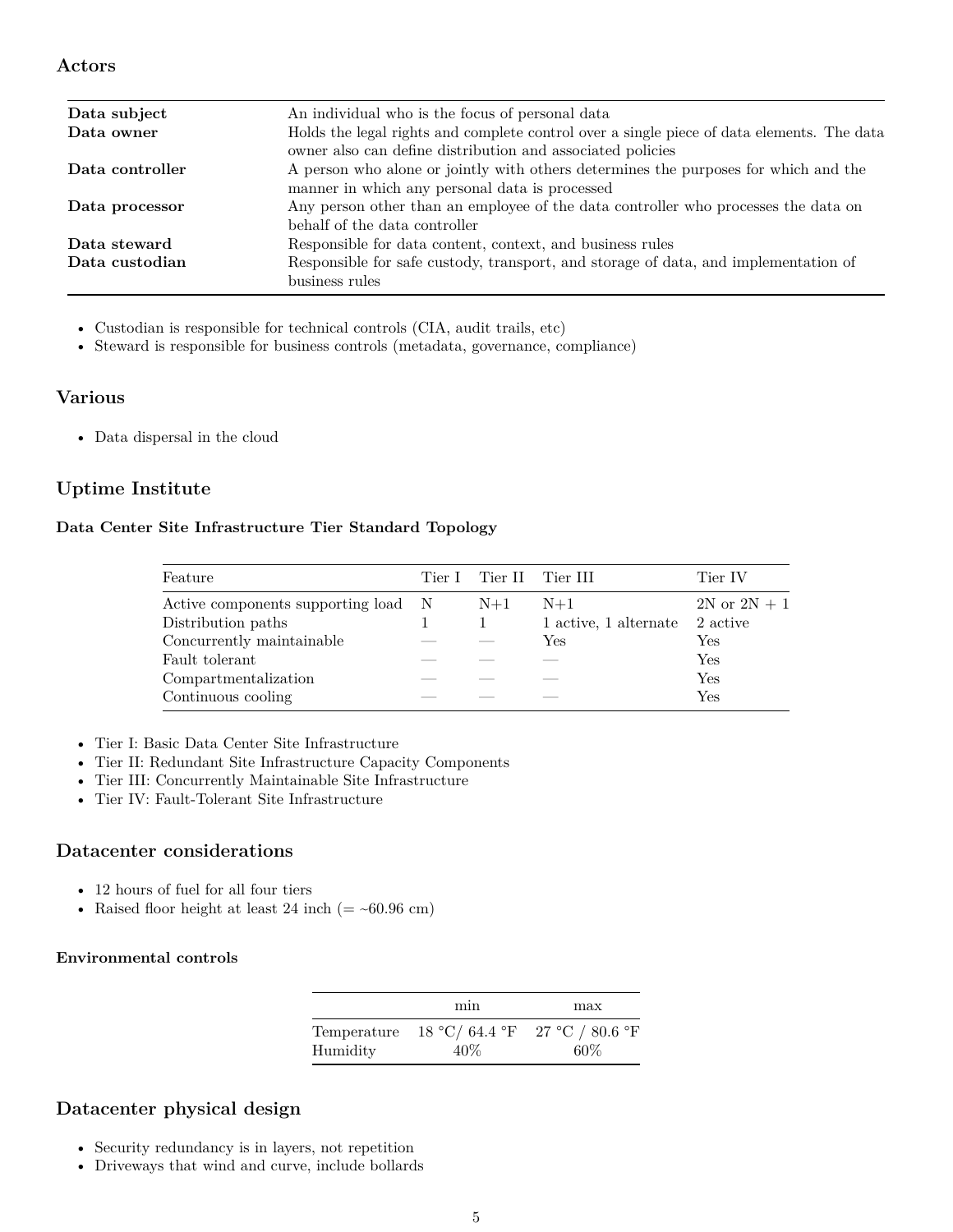### Actors

| | |
|---|---|
| **Data subject** | An individual who is the focus of personal data |
| **Data owner** | Holds the legal rights and complete control over a single piece of data elements. The data owner also can define distribution and associated policies |
| **Data controller** | A person who alone or jointly with others determines the purposes for which and the manner in which any personal data is processed |
| **Data processor** | Any person other than an employee of the data controller who processes the data on behalf of the data controller |
| **Data steward** | Responsible for data content, context, and business rules |
| **Data custodian** | Responsible for safe custody, transport, and storage of data, and implementation of business rules |

- Custodian is responsible for technical controls (CIA, audit trails, etc)
- Steward is responsible for business controls (metadata, governance, compliance)

### Various

- Data dispersal in the cloud

### Uptime Institute

#### Data Center Site Infrastructure Tier Standard Topology

| Feature | Tier I | Tier II | Tier III | Tier IV |
|---|---|---|---|---|
| Active components supporting load | N | N+1 | N+1 | 2N or 2N + 1 |
| Distribution paths | 1 | 1 | 1 active, 1 alternate | 2 active |
| Concurrently maintainable | — | — | Yes | Yes |
| Fault tolerant | — | — | — | Yes |
| Compartmentalization | — | — | — | Yes |
| Continuous cooling | — | — | — | Yes |

- Tier I: Basic Data Center Site Infrastructure
- Tier II: Redundant Site Infrastructure Capacity Components
- Tier III: Concurrently Maintainable Site Infrastructure
- Tier IV: Fault-Tolerant Site Infrastructure

### Datacenter considerations

- 12 hours of fuel for all four tiers
- Raised floor height at least 24 inch (= ~60.96 cm)

#### Environmental controls

| | min | max |
|---|---|---|
| Temperature | 18 °C/ 64.4 °F | 27 °C / 80.6 °F |
| Humidity | 40% | 60% |

### Datacenter physical design

- Security redundancy is in layers, not repetition
- Driveways that wind and curve, include bollards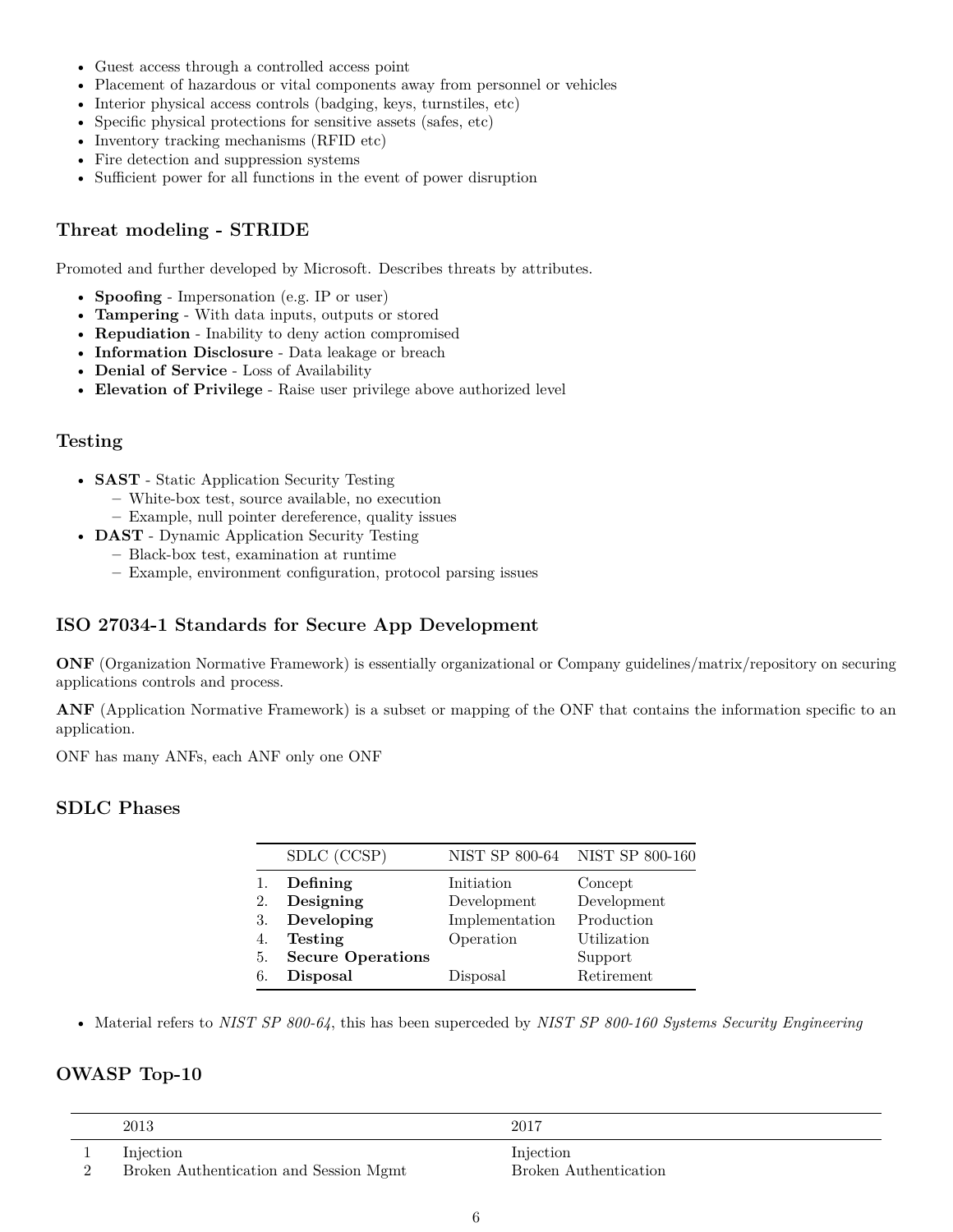- Guest access through a controlled access point
- Placement of hazardous or vital components away from personnel or vehicles
- Interior physical access controls (badging, keys, turnstiles, etc)
- Specific physical protections for sensitive assets (safes, etc)
- Inventory tracking mechanisms (RFID etc)
- Fire detection and suppression systems
- Sufficient power for all functions in the event of power disruption

### Threat modeling - STRIDE

Promoted and further developed by Microsoft. Describes threats by attributes.

- **Spoofing** - Impersonation (e.g. IP or user)
- **Tampering** - With data inputs, outputs or stored
- **Repudiation** - Inability to deny action compromised
- **Information Disclosure** - Data leakage or breach
- **Denial of Service** - Loss of Availability
- **Elevation of Privilege** - Raise user privilege above authorized level

### Testing

- **SAST** - Static Application Security Testing
  - White-box test, source available, no execution
  - Example, null pointer dereference, quality issues
- **DAST** - Dynamic Application Security Testing
  - Black-box test, examination at runtime
  - Example, environment configuration, protocol parsing issues

### ISO 27034-1 Standards for Secure App Development

**ONF** (Organization Normative Framework) is essentially organizational or Company guidelines/matrix/repository on securing applications controls and process.

**ANF** (Application Normative Framework) is a subset or mapping of the ONF that contains the information specific to an application.

ONF has many ANFs, each ANF only one ONF

### SDLC Phases

| | SDLC (CCSP) | NIST SP 800-64 | NIST SP 800-160 |
|---|---|---|---|
| 1. | **Defining** | Initiation | Concept |
| 2. | **Designing** | Development | Development |
| 3. | **Developing** | Implementation | Production |
| 4. | **Testing** | Operation | Utilization |
| 5. | **Secure Operations** | | Support |
| 6. | **Disposal** | Disposal | Retirement |

- Material refers to *NIST SP 800-64*, this has been superceded by *NIST SP 800-160 Systems Security Engineering*

### OWASP Top-10

| | 2013 | 2017 |
|---|---|---|
| 1 | Injection | Injection |
| 2 | Broken Authentication and Session Mgmt | Broken Authentication |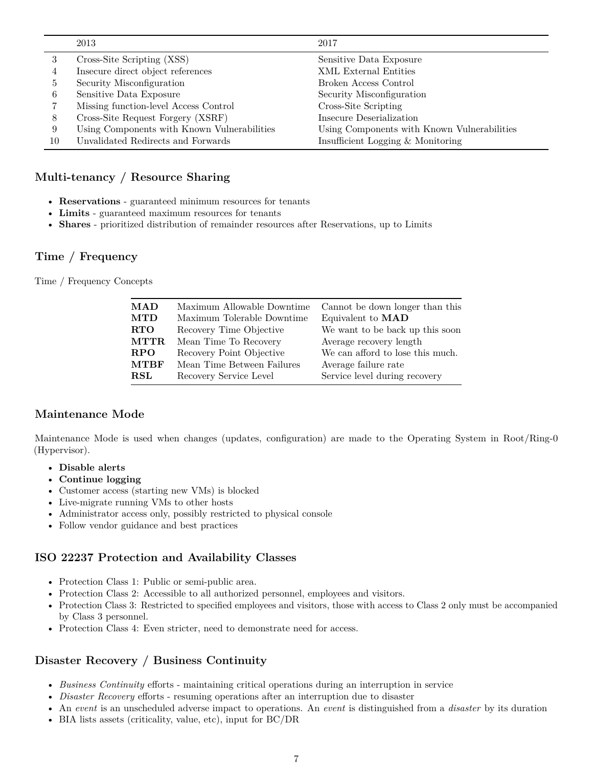| | 2013 | 2017 |
|---|---|---|
| 3 | Cross-Site Scripting (XSS) | Sensitive Data Exposure |
| 4 | Insecure direct object references | XML External Entities |
| 5 | Security Misconfiguration | Broken Access Control |
| 6 | Sensitive Data Exposure | Security Misconfiguration |
| 7 | Missing function-level Access Control | Cross-Site Scripting |
| 8 | Cross-Site Request Forgery (XSRF) | Insecure Deserialization |
| 9 | Using Components with Known Vulnerabilities | Using Components with Known Vulnerabilities |
| 10 | Unvalidated Redirects and Forwards | Insufficient Logging & Monitoring |

### Multi-tenancy / Resource Sharing

- **Reservations** - guaranteed minimum resources for tenants
- **Limits** - guaranteed maximum resources for tenants
- **Shares** - prioritized distribution of remainder resources after Reservations, up to Limits

### Time / Frequency

Time / Frequency Concepts

| | | |
|---|---|---|
| **MAD** | Maximum Allowable Downtime | Cannot be down longer than this |
| **MTD** | Maximum Tolerable Downtime | Equivalent to **MAD** |
| **RTO** | Recovery Time Objective | We want to be back up this soon |
| **MTTR** | Mean Time To Recovery | Average recovery length |
| **RPO** | Recovery Point Objective | We can afford to lose this much. |
| **MTBF** | Mean Time Between Failures | Average failure rate |
| **RSL** | Recovery Service Level | Service level during recovery |

### Maintenance Mode

Maintenance Mode is used when changes (updates, configuration) are made to the Operating System in Root/Ring-0 (Hypervisor).

- **Disable alerts**
- **Continue logging**
- Customer access (starting new VMs) is blocked
- Live-migrate running VMs to other hosts
- Administrator access only, possibly restricted to physical console
- Follow vendor guidance and best practices

### ISO 22237 Protection and Availability Classes

- Protection Class 1: Public or semi-public area.
- Protection Class 2: Accessible to all authorized personnel, employees and visitors.
- Protection Class 3: Restricted to specified employees and visitors, those with access to Class 2 only must be accompanied by Class 3 personnel.
- Protection Class 4: Even stricter, need to demonstrate need for access.

### Disaster Recovery / Business Continuity

- *Business Continuity* efforts - maintaining critical operations during an interruption in service
- *Disaster Recovery* efforts - resuming operations after an interruption due to disaster
- An *event* is an unscheduled adverse impact to operations. An *event* is distinguished from a *disaster* by its duration
- BIA lists assets (criticality, value, etc), input for BC/DR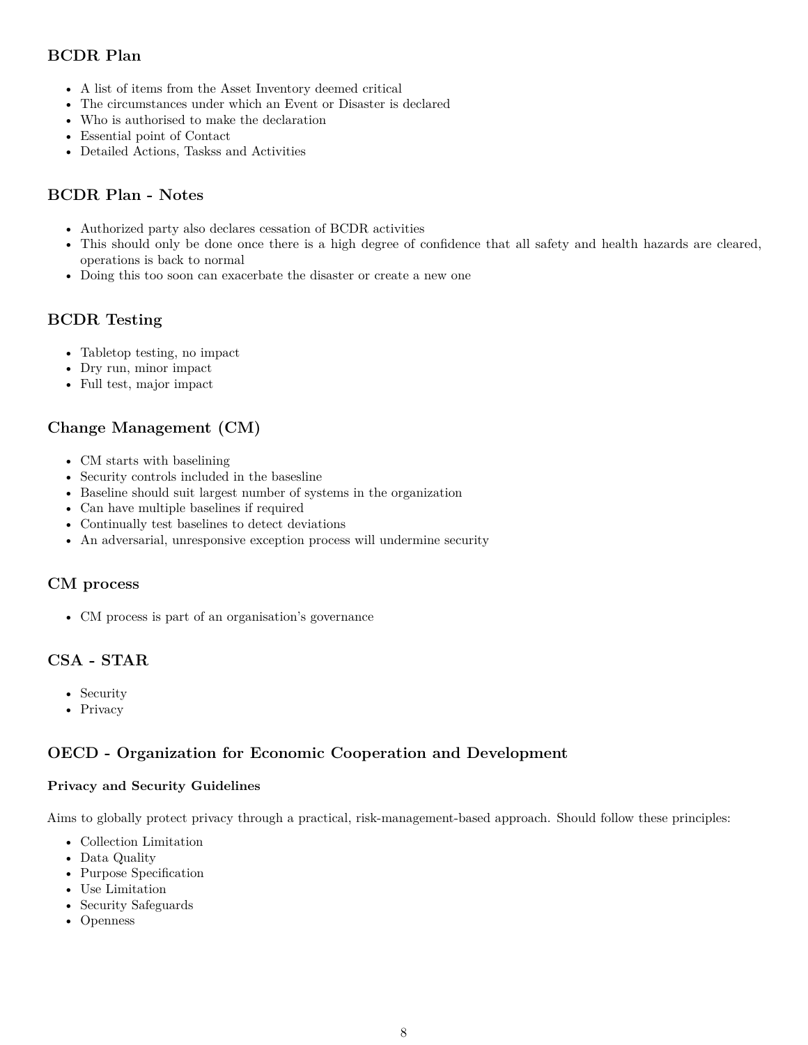## BCDR Plan

- A list of items from the Asset Inventory deemed critical
- The circumstances under which an Event or Disaster is declared
- Who is authorised to make the declaration
- Essential point of Contact
- Detailed Actions, Taskss and Activities

## BCDR Plan - Notes

- Authorized party also declares cessation of BCDR activities
- This should only be done once there is a high degree of confidence that all safety and health hazards are cleared, operations is back to normal
- Doing this too soon can exacerbate the disaster or create a new one

## BCDR Testing

- Tabletop testing, no impact
- Dry run, minor impact
- Full test, major impact

## Change Management (CM)

- CM starts with baselining
- Security controls included in the basesline
- Baseline should suit largest number of systems in the organization
- Can have multiple baselines if required
- Continually test baselines to detect deviations
- An adversarial, unresponsive exception process will undermine security

## CM process

- CM process is part of an organisation's governance

## CSA - STAR

- Security
- Privacy

## OECD - Organization for Economic Cooperation and Development

### Privacy and Security Guidelines

Aims to globally protect privacy through a practical, risk-management-based approach. Should follow these principles:

- Collection Limitation
- Data Quality
- Purpose Specification
- Use Limitation
- Security Safeguards
- Openness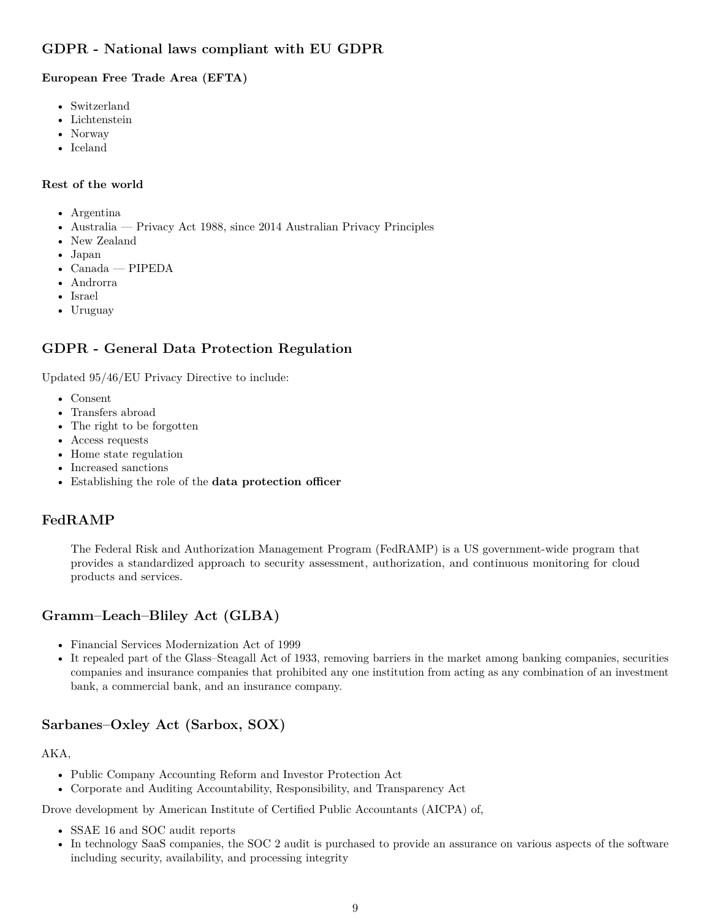## GDPR - National laws compliant with EU GDPR

#### European Free Trade Area (EFTA)

- Switzerland
- Lichtenstein
- Norway
- Iceland

#### Rest of the world

- Argentina
- Australia — Privacy Act 1988, since 2014 Australian Privacy Principles
- New Zealand
- Japan
- Canada — PIPEDA
- Androrra
- Israel
- Uruguay

## GDPR - General Data Protection Regulation

Updated 95/46/EU Privacy Directive to include:

- Consent
- Transfers abroad
- The right to be forgotten
- Access requests
- Home state regulation
- Increased sanctions
- Establishing the role of the **data protection officer**

## FedRAMP

> The Federal Risk and Authorization Management Program (FedRAMP) is a US government-wide program that provides a standardized approach to security assessment, authorization, and continuous monitoring for cloud products and services.

## Gramm–Leach–Bliley Act (GLBA)

- Financial Services Modernization Act of 1999
- It repealed part of the Glass–Steagall Act of 1933, removing barriers in the market among banking companies, securities companies and insurance companies that prohibited any one institution from acting as any combination of an investment bank, a commercial bank, and an insurance company.

## Sarbanes–Oxley Act (Sarbox, SOX)

AKA,

- Public Company Accounting Reform and Investor Protection Act
- Corporate and Auditing Accountability, Responsibility, and Transparency Act

Drove development by American Institute of Certified Public Accountants (AICPA) of,

- SSAE 16 and SOC audit reports
- In technology SaaS companies, the SOC 2 audit is purchased to provide an assurance on various aspects of the software including security, availability, and processing integrity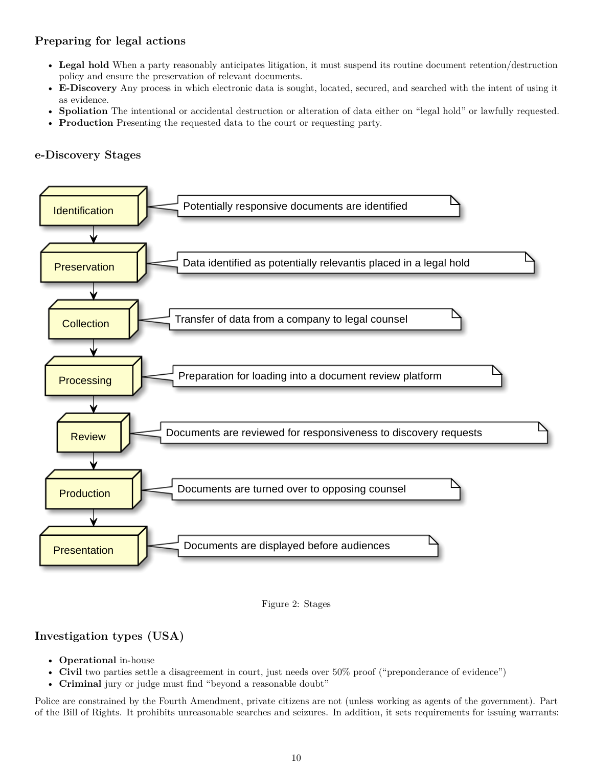### Preparing for legal actions

- **Legal hold** When a party reasonably anticipates litigation, it must suspend its routine document retention/destruction policy and ensure the preservation of relevant documents.
- **E-Discovery** Any process in which electronic data is sought, located, secured, and searched with the intent of using it as evidence.
- **Spoliation** The intentional or accidental destruction or alteration of data either on "legal hold" or lawfully requested.
- **Production** Presenting the requested data to the court or requesting party.

### e-Discovery Stages

- **Identification**: Potentially responsive documents are identified
- **Preservation**: Data identified as potentially relevantis placed in a legal hold
- **Collection**: Transfer of data from a company to legal counsel
- **Processing**: Preparation for loading into a document review platform
- **Review**: Documents are reviewed for responsiveness to discovery requests
- **Production**: Documents are turned over to opposing counsel
- **Presentation**: Documents are displayed before audiences

Figure 2: Stages

### Investigation types (USA)

- **Operational** in-house
- **Civil** two parties settle a disagreement in court, just needs over 50% proof ("preponderance of evidence")
- **Criminal** jury or judge must find "beyond a reasonable doubt"

Police are constrained by the Fourth Amendment, private citizens are not (unless working as agents of the government). Part of the Bill of Rights. It prohibits unreasonable searches and seizures. In addition, it sets requirements for issuing warrants: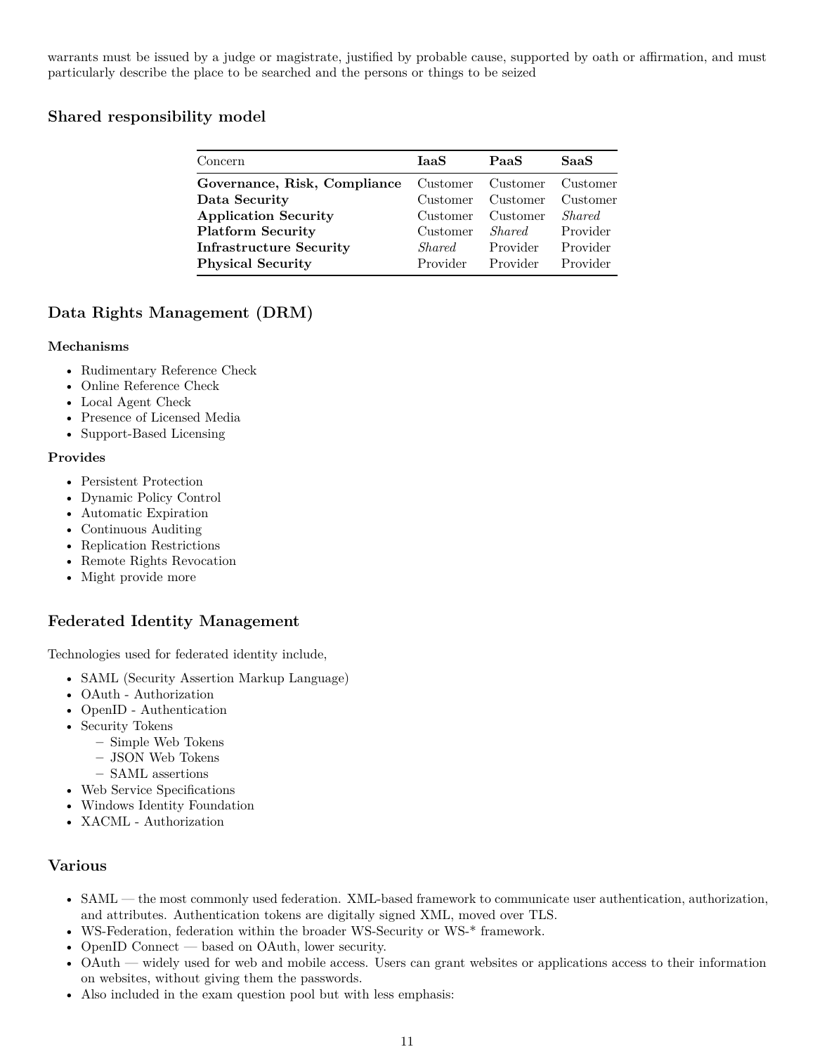warrants must be issued by a judge or magistrate, justified by probable cause, supported by oath or affirmation, and must particularly describe the place to be searched and the persons or things to be seized

## Shared responsibility model

| Concern | **IaaS** | **PaaS** | **SaaS** |
|---|---|---|---|
| **Governance, Risk, Compliance** | Customer | Customer | Customer |
| **Data Security** | Customer | Customer | Customer |
| **Application Security** | Customer | Customer | *Shared* |
| **Platform Security** | Customer | *Shared* | Provider |
| **Infrastructure Security** | *Shared* | Provider | Provider |
| **Physical Security** | Provider | Provider | Provider |

## Data Rights Management (DRM)

### Mechanisms

- Rudimentary Reference Check
- Online Reference Check
- Local Agent Check
- Presence of Licensed Media
- Support-Based Licensing

### Provides

- Persistent Protection
- Dynamic Policy Control
- Automatic Expiration
- Continuous Auditing
- Replication Restrictions
- Remote Rights Revocation
- Might provide more

## Federated Identity Management

Technologies used for federated identity include,

- SAML (Security Assertion Markup Language)
- OAuth - Authorization
- OpenID - Authentication
- Security Tokens
  - Simple Web Tokens
  - JSON Web Tokens
  - SAML assertions
- Web Service Specifications
- Windows Identity Foundation
- XACML - Authorization

## Various

- SAML — the most commonly used federation. XML-based framework to communicate user authentication, authorization, and attributes. Authentication tokens are digitally signed XML, moved over TLS.
- WS-Federation, federation within the broader WS-Security or WS-* framework.
- OpenID Connect — based on OAuth, lower security.
- OAuth — widely used for web and mobile access. Users can grant websites or applications access to their information on websites, without giving them the passwords.
- Also included in the exam question pool but with less emphasis: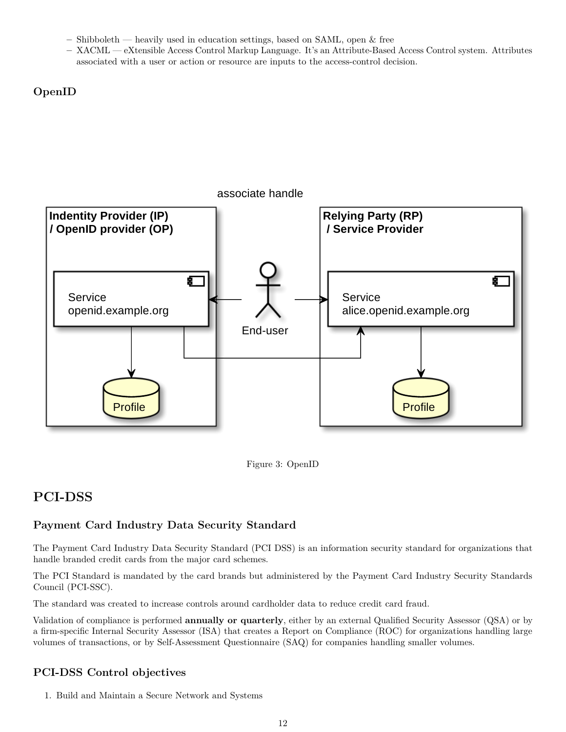- Shibboleth — heavily used in education settings, based on SAML, open & free
- XACML — eXtensible Access Control Markup Language. It's an Attribute-Based Access Control system. Attributes associated with a user or action or resource are inputs to the access-control decision.

### OpenID

Figure 3: OpenID

## PCI-DSS

### Payment Card Industry Data Security Standard

The Payment Card Industry Data Security Standard (PCI DSS) is an information security standard for organizations that handle branded credit cards from the major card schemes.

The PCI Standard is mandated by the card brands but administered by the Payment Card Industry Security Standards Council (PCI-SSC).

The standard was created to increase controls around cardholder data to reduce credit card fraud.

Validation of compliance is performed **annually or quarterly**, either by an external Qualified Security Assessor (QSA) or by a firm-specific Internal Security Assessor (ISA) that creates a Report on Compliance (ROC) for organizations handling large volumes of transactions, or by Self-Assessment Questionnaire (SAQ) for companies handling smaller volumes.

### PCI-DSS Control objectives

1. Build and Maintain a Secure Network and Systems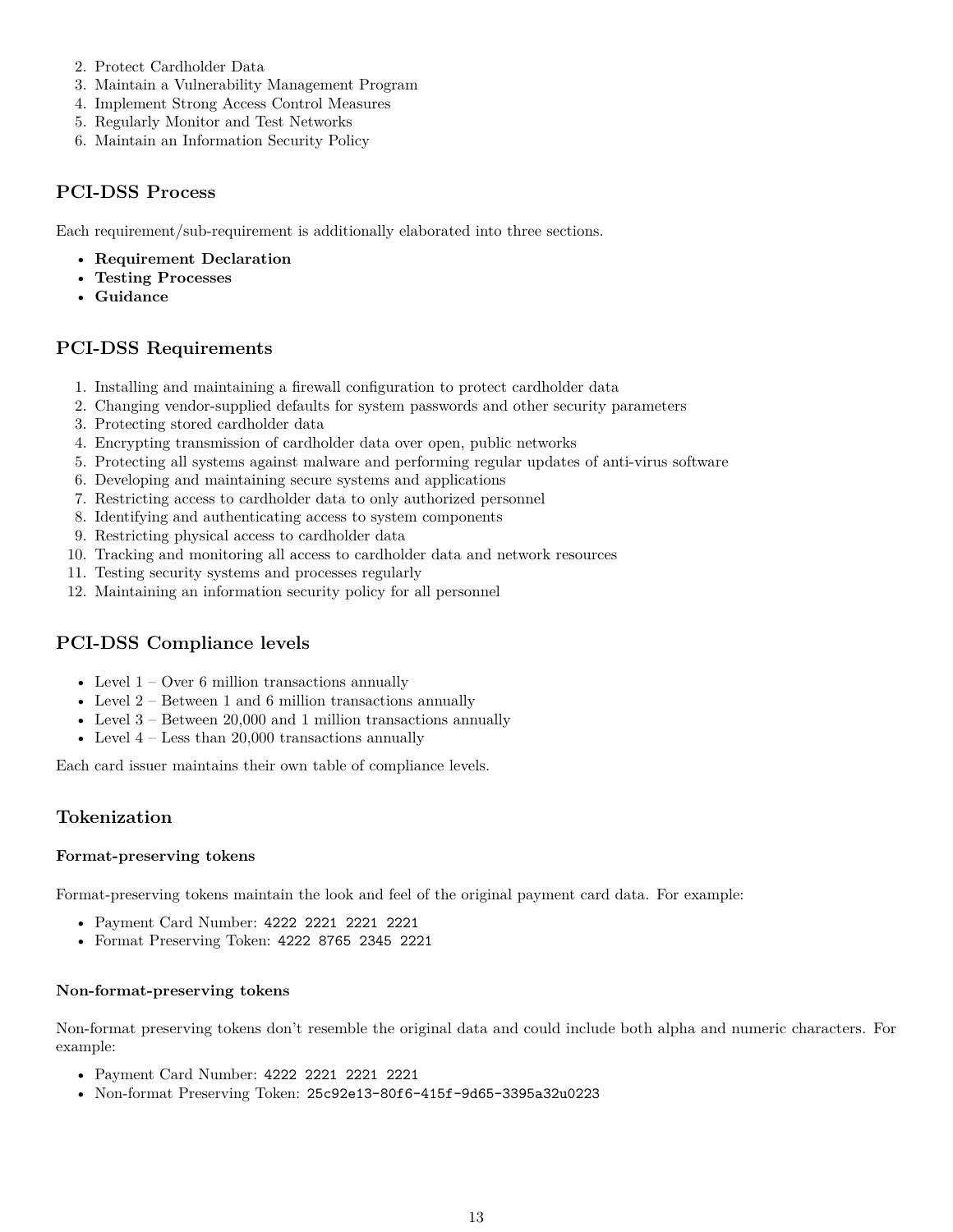2. Protect Cardholder Data
3. Maintain a Vulnerability Management Program
4. Implement Strong Access Control Measures
5. Regularly Monitor and Test Networks
6. Maintain an Information Security Policy

## PCI-DSS Process

Each requirement/sub-requirement is additionally elaborated into three sections.

- **Requirement Declaration**
- **Testing Processes**
- **Guidance**

## PCI-DSS Requirements

1. Installing and maintaining a firewall configuration to protect cardholder data
2. Changing vendor-supplied defaults for system passwords and other security parameters
3. Protecting stored cardholder data
4. Encrypting transmission of cardholder data over open, public networks
5. Protecting all systems against malware and performing regular updates of anti-virus software
6. Developing and maintaining secure systems and applications
7. Restricting access to cardholder data to only authorized personnel
8. Identifying and authenticating access to system components
9. Restricting physical access to cardholder data
10. Tracking and monitoring all access to cardholder data and network resources
11. Testing security systems and processes regularly
12. Maintaining an information security policy for all personnel

## PCI-DSS Compliance levels

- Level 1 – Over 6 million transactions annually
- Level 2 – Between 1 and 6 million transactions annually
- Level 3 – Between 20,000 and 1 million transactions annually
- Level 4 – Less than 20,000 transactions annually

Each card issuer maintains their own table of compliance levels.

## Tokenization

### Format-preserving tokens

Format-preserving tokens maintain the look and feel of the original payment card data. For example:

- Payment Card Number: `4222 2221 2221 2221`
- Format Preserving Token: `4222 8765 2345 2221`

### Non-format-preserving tokens

Non-format preserving tokens don't resemble the original data and could include both alpha and numeric characters. For example:

- Payment Card Number: `4222 2221 2221 2221`
- Non-format Preserving Token: `25c92e13-80f6-415f-9d65-3395a32u0223`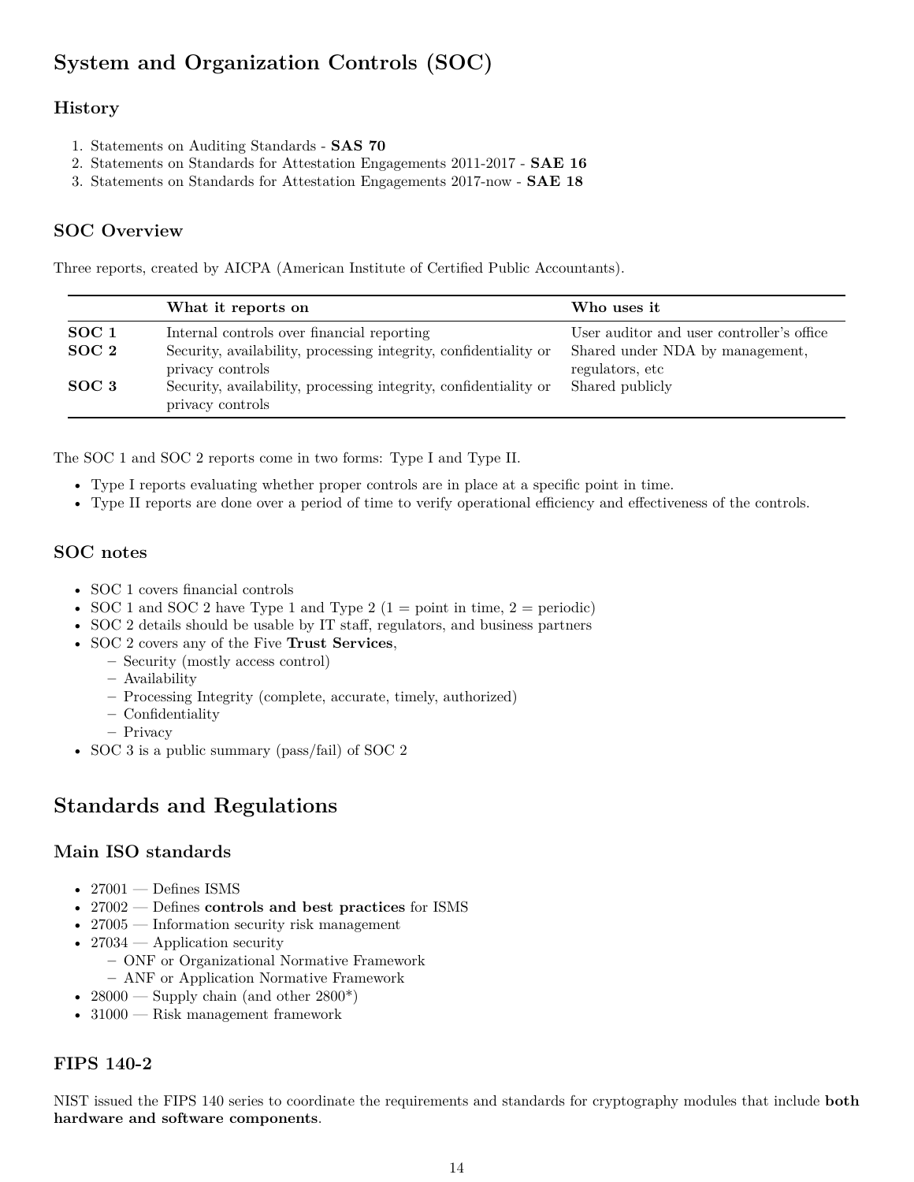# System and Organization Controls (SOC)

## History

1. Statements on Auditing Standards - **SAS 70**
2. Statements on Standards for Attestation Engagements 2011-2017 - **SAE 16**
3. Statements on Standards for Attestation Engagements 2017-now - **SAE 18**

## SOC Overview

Three reports, created by AICPA (American Institute of Certified Public Accountants).

| | What it reports on | Who uses it |
|---|---|---|
| **SOC 1** | Internal controls over financial reporting | User auditor and user controller's office |
| **SOC 2** | Security, availability, processing integrity, confidentiality or privacy controls | Shared under NDA by management, regulators, etc |
| **SOC 3** | Security, availability, processing integrity, confidentiality or privacy controls | Shared publicly |

The SOC 1 and SOC 2 reports come in two forms: Type I and Type II.

- Type I reports evaluating whether proper controls are in place at a specific point in time.
- Type II reports are done over a period of time to verify operational efficiency and effectiveness of the controls.

## SOC notes

- SOC 1 covers financial controls
- SOC 1 and SOC 2 have Type 1 and Type 2 (1 = point in time, 2 = periodic)
- SOC 2 details should be usable by IT staff, regulators, and business partners
- SOC 2 covers any of the Five **Trust Services**,
  - Security (mostly access control)
  - Availability
  - Processing Integrity (complete, accurate, timely, authorized)
  - Confidentiality
  - Privacy
- SOC 3 is a public summary (pass/fail) of SOC 2

# Standards and Regulations

## Main ISO standards

- 27001 — Defines ISMS
- 27002 — Defines **controls and best practices** for ISMS
- 27005 — Information security risk management
- 27034 — Application security
  - ONF or Organizational Normative Framework
  - ANF or Application Normative Framework
- 28000 — Supply chain (and other 2800*)
- 31000 — Risk management framework

## FIPS 140-2

NIST issued the FIPS 140 series to coordinate the requirements and standards for cryptography modules that include **both hardware and software components**.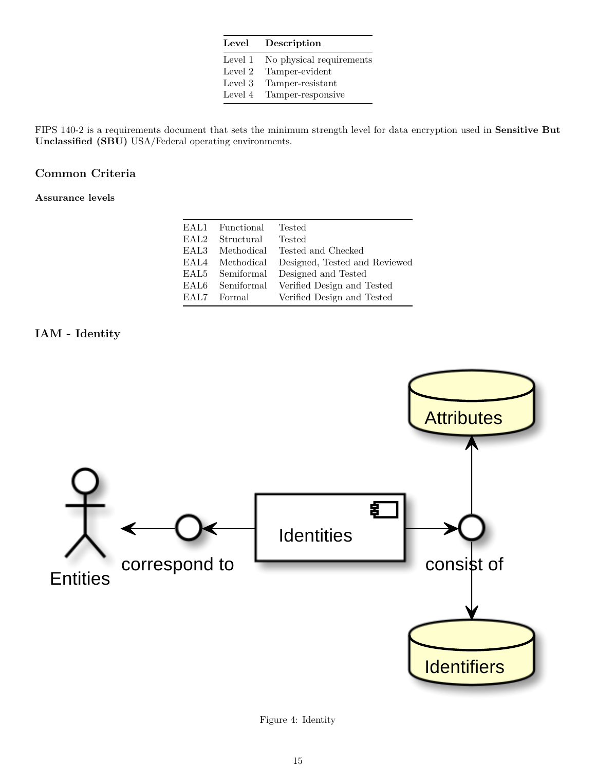| Level | Description |
| --- | --- |
| Level 1 | No physical requirements |
| Level 2 | Tamper-evident |
| Level 3 | Tamper-resistant |
| Level 4 | Tamper-responsive |

FIPS 140-2 is a requirements document that sets the minimum strength level for data encryption used in **Sensitive But Unclassified (SBU)** USA/Federal operating environments.

### Common Criteria

#### Assurance levels

| | | |
| --- | --- | --- |
| EAL1 | Functional | Tested |
| EAL2 | Structural | Tested |
| EAL3 | Methodical | Tested and Checked |
| EAL4 | Methodical | Designed, Tested and Reviewed |
| EAL5 | Semiformal | Designed and Tested |
| EAL6 | Semiformal | Verified Design and Tested |
| EAL7 | Formal | Verified Design and Tested |

### IAM - Identity

Figure 4: Identity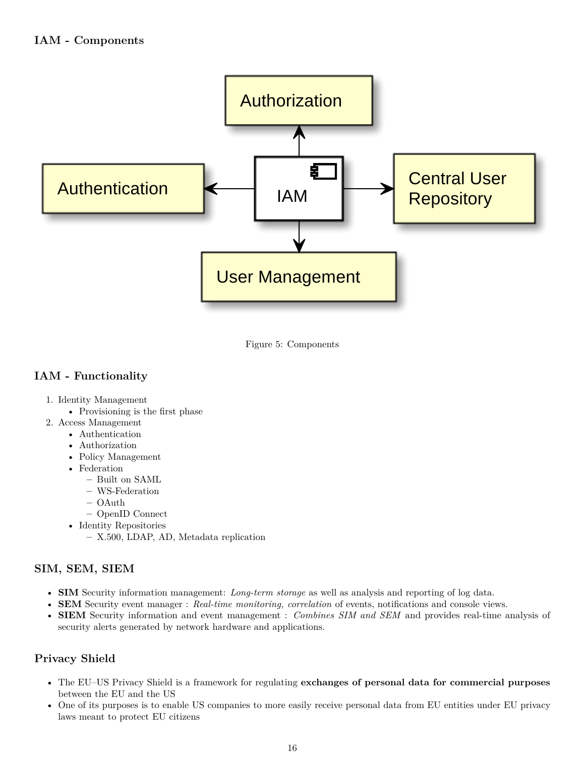### IAM - Components

Figure 5: Components

### IAM - Functionality

1. Identity Management
   - Provisioning is the first phase
2. Access Management
   - Authentication
   - Authorization
   - Policy Management
   - Federation
     - Built on SAML
     - WS-Federation
     - OAuth
     - OpenID Connect
   - Identity Repositories
     - X.500, LDAP, AD, Metadata replication

### SIM, SEM, SIEM

- **SIM** Security information management: *Long-term storage* as well as analysis and reporting of log data.
- **SEM** Security event manager : *Real-time monitoring, correlation* of events, notifications and console views.
- **SIEM** Security information and event management : *Combines SIM and SEM* and provides real-time analysis of security alerts generated by network hardware and applications.

### Privacy Shield

- The EU–US Privacy Shield is a framework for regulating **exchanges of personal data for commercial purposes** between the EU and the US
- One of its purposes is to enable US companies to more easily receive personal data from EU entities under EU privacy laws meant to protect EU citizens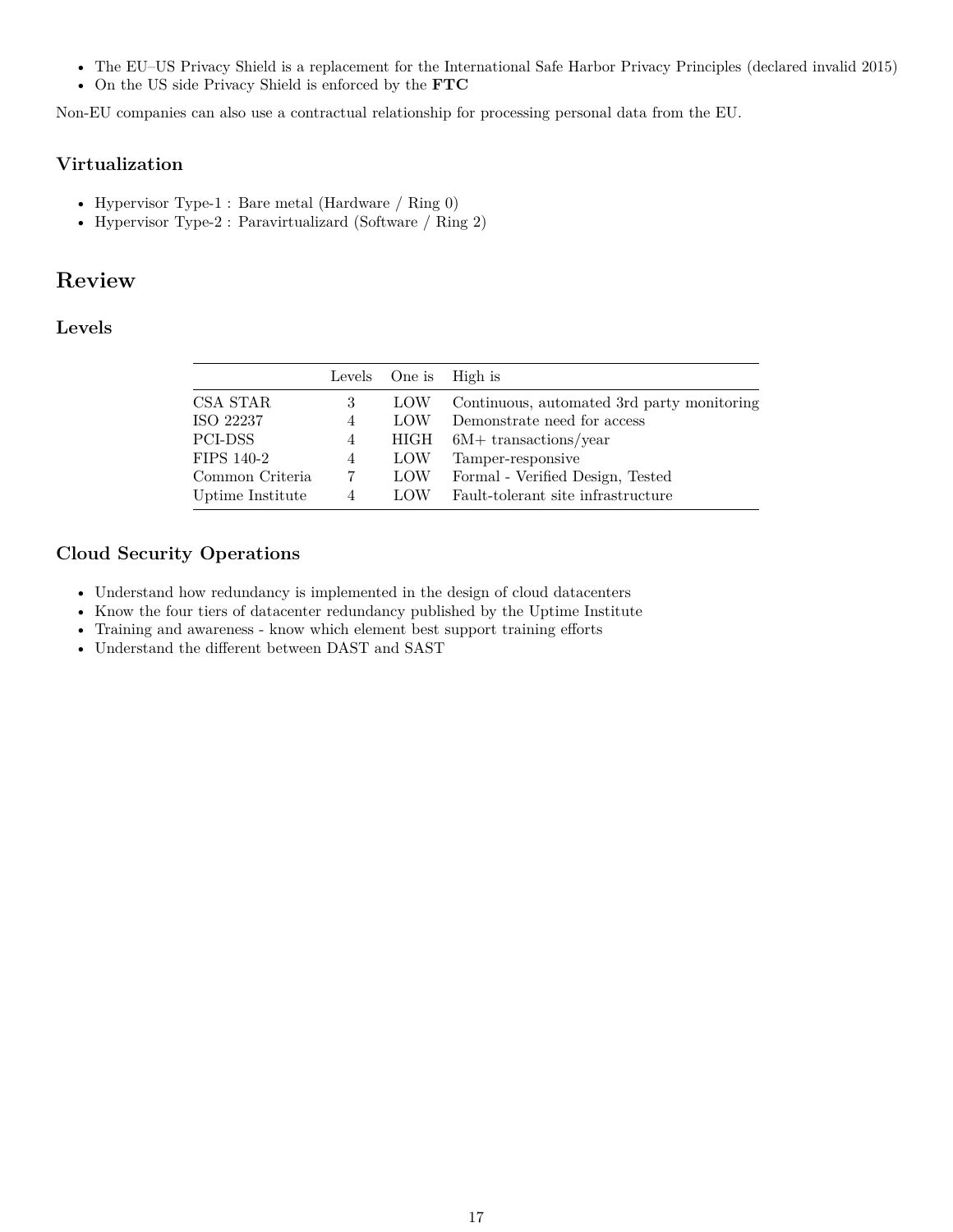- The EU–US Privacy Shield is a replacement for the International Safe Harbor Privacy Principles (declared invalid 2015)
- On the US side Privacy Shield is enforced by the **FTC**

Non-EU companies can also use a contractual relationship for processing personal data from the EU.

### Virtualization

- Hypervisor Type-1 : Bare metal (Hardware / Ring 0)
- Hypervisor Type-2 : Paravirtualizard (Software / Ring 2)

## Review

### Levels

| | Levels | One is | High is |
|---|---|---|---|
| CSA STAR | 3 | LOW | Continuous, automated 3rd party monitoring |
| ISO 22237 | 4 | LOW | Demonstrate need for access |
| PCI-DSS | 4 | HIGH | 6M+ transactions/year |
| FIPS 140-2 | 4 | LOW | Tamper-responsive |
| Common Criteria | 7 | LOW | Formal - Verified Design, Tested |
| Uptime Institute | 4 | LOW | Fault-tolerant site infrastructure |

### Cloud Security Operations

- Understand how redundancy is implemented in the design of cloud datacenters
- Know the four tiers of datacenter redundancy published by the Uptime Institute
- Training and awareness - know which element best support training efforts
- Understand the different between DAST and SAST